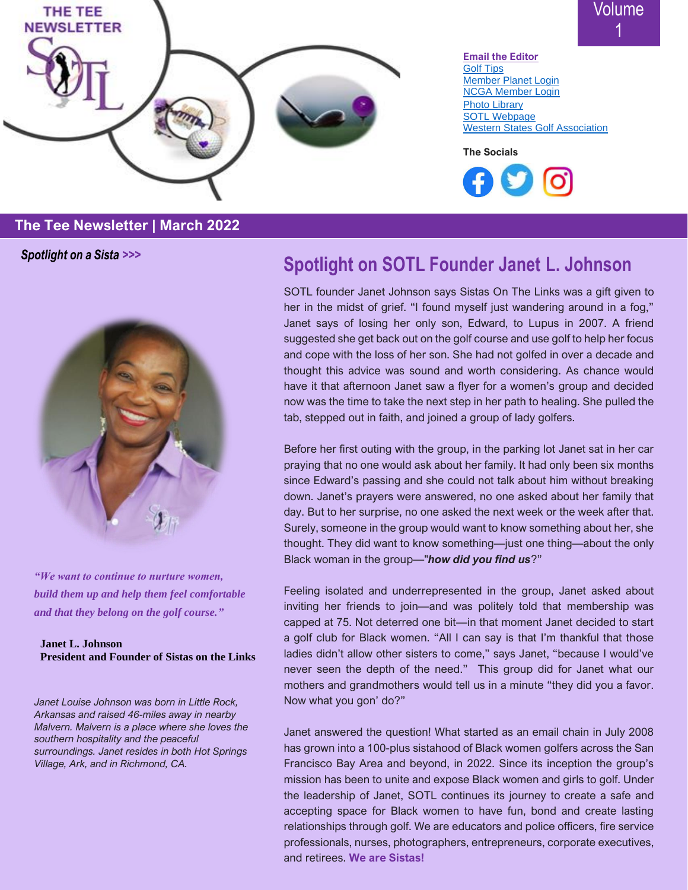THE TEE NEWSLETTER

Volume 1

**Email the Editor**
Golf Tips
Member Planet Login
NCGA Member Login
Photo Library
SOTL Webpage
Western States Golf Association

**The Socials**

## The Tee Newsletter | March 2022

***Spotlight on a Sista >>>***

*"We want to continue to nurture women, build them up and help them feel comfortable and that they belong on the golf course."*

**Janet L. Johnson**
**President and Founder of Sistas on the Links**

*Janet Louise Johnson was born in Little Rock, Arkansas and raised 46-miles away in nearby Malvern. Malvern is a place where she loves the southern hospitality and the peaceful surroundings. Janet resides in both Hot Springs Village, Ark, and in Richmond, CA.*

# Spotlight on SOTL Founder Janet L. Johnson

SOTL founder Janet Johnson says Sistas On The Links was a gift given to her in the midst of grief. "I found myself just wandering around in a fog," Janet says of losing her only son, Edward, to Lupus in 2007. A friend suggested she get back out on the golf course and use golf to help her focus and cope with the loss of her son. She had not golfed in over a decade and thought this advice was sound and worth considering. As chance would have it that afternoon Janet saw a flyer for a women's group and decided now was the time to take the next step in her path to healing. She pulled the tab, stepped out in faith, and joined a group of lady golfers.

Before her first outing with the group, in the parking lot Janet sat in her car praying that no one would ask about her family. It had only been six months since Edward's passing and she could not talk about him without breaking down. Janet's prayers were answered, no one asked about her family that day. But to her surprise, no one asked the next week or the week after that. Surely, someone in the group would want to know something about her, she thought. They did want to know something—just one thing—about the only Black woman in the group—"***how did you find us***?"

Feeling isolated and underrepresented in the group, Janet asked about inviting her friends to join—and was politely told that membership was capped at 75. Not deterred one bit—in that moment Janet decided to start a golf club for Black women. "All I can say is that I'm thankful that those ladies didn't allow other sisters to come," says Janet, "because I would've never seen the depth of the need." This group did for Janet what our mothers and grandmothers would tell us in a minute "they did you a favor. Now what you gon' do?"

Janet answered the question! What started as an email chain in July 2008 has grown into a 100-plus sistahood of Black women golfers across the San Francisco Bay Area and beyond, in 2022. Since its inception the group's mission has been to unite and expose Black women and girls to golf. Under the leadership of Janet, SOTL continues its journey to create a safe and accepting space for Black women to have fun, bond and create lasting relationships through golf. We are educators and police officers, fire service professionals, nurses, photographers, entrepreneurs, corporate executives, and retirees. **We are Sistas!**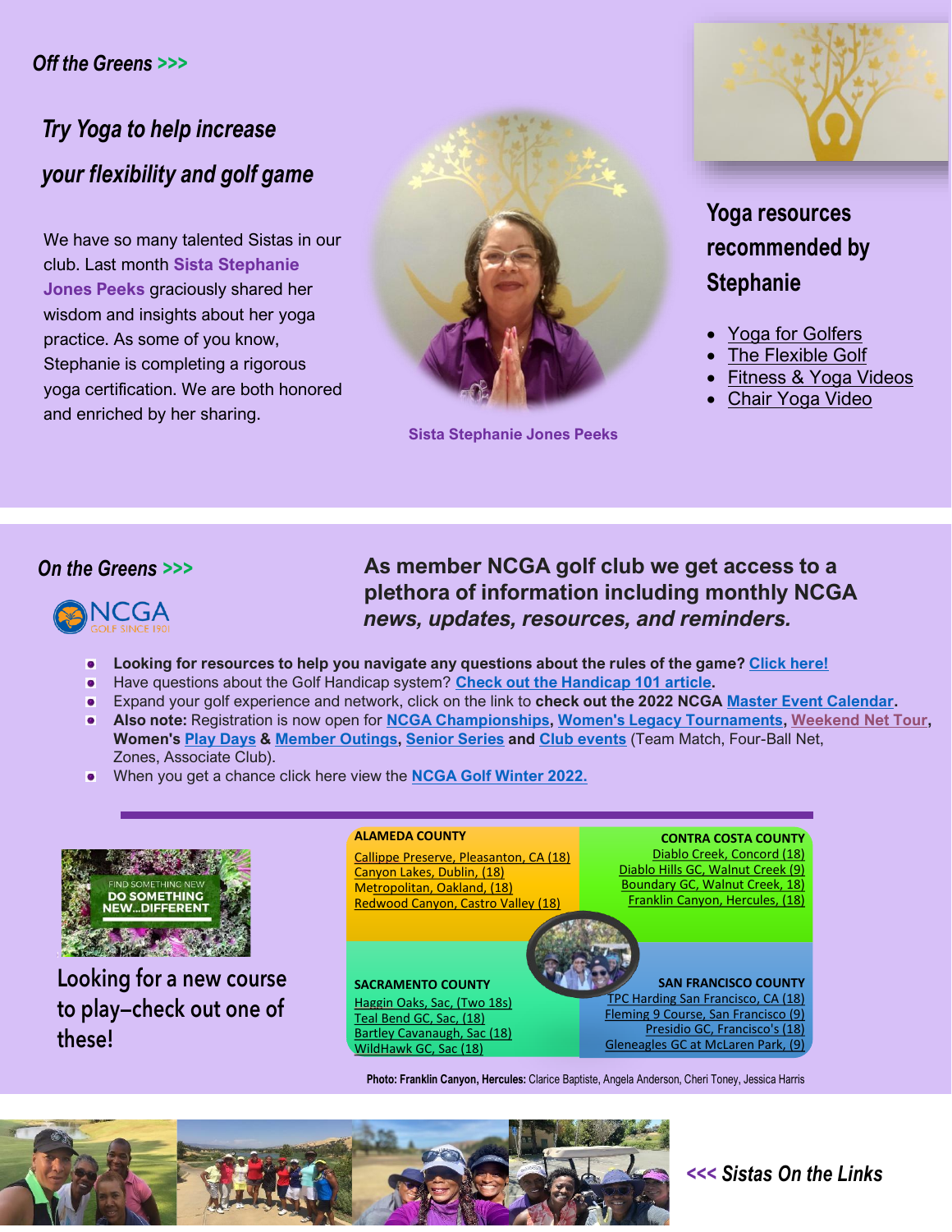*Off the Greens >>>*

## *Try Yoga to help increase your flexibility and golf game*

We have so many talented Sistas in our club. Last month **Sista Stephanie Jones Peeks** graciously shared her wisdom and insights about her yoga practice. As some of you know, Stephanie is completing a rigorous yoga certification. We are both honored and enriched by her sharing.

**Sista Stephanie Jones Peeks**

### Yoga resources recommended by Stephanie

- Yoga for Golfers
- The Flexible Golf
- Fitness & Yoga Videos
- Chair Yoga Video

*On the Greens >>>*

NCGA GOLF SINCE 1903

### As member NCGA golf club we get access to a plethora of information including monthly NCGA *news, updates, resources, and reminders.*

- **Looking for resources to help you navigate any questions about the rules of the game? Click here!**
- Have questions about the Golf Handicap system? **Check out the Handicap 101 article.**
- Expand your golf experience and network, click on the link to **check out the 2022 NCGA Master Event Calendar.**
- **Also note:** Registration is now open for **NCGA Championships, Women's Legacy Tournaments, Weekend Net Tour, Women's Play Days & Member Outings, Senior Series and Club events** (Team Match, Four-Ball Net, Zones, Associate Club).
- When you get a chance click here view the **NCGA Golf Winter 2022.**

FIND SOMETHING NEW
DO SOMETHING NEW...DIFFERENT

### Looking for a new course to play–check out one of these!

**ALAMEDA COUNTY**
- Callippe Preserve, Pleasanton, CA (18)
- Canyon Lakes, Dublin, (18)
- Metropolitan, Oakland, (18)
- Redwood Canyon, Castro Valley (18)

**CONTRA COSTA COUNTY**
- Diablo Creek, Concord (18)
- Diablo Hills GC, Walnut Creek (9)
- Boundary GC, Walnut Creek, 18)
- Franklin Canyon, Hercules, (18)

**SACRAMENTO COUNTY**
- Haggin Oaks, Sac, (Two 18s)
- Teal Bend GC, Sac, (18)
- Bartley Cavanaugh, Sac (18)
- WildHawk GC, Sac (18)

**SAN FRANCISCO COUNTY**
- TPC Harding San Francisco, CA (18)
- Fleming 9 Course, San Francisco (9)
- Presidio GC, Francisco's (18)
- Gleneagles GC at McLaren Park, (9)

**Photo: Franklin Canyon, Hercules:** Clarice Baptiste, Angela Anderson, Cheri Toney, Jessica Harris

*<<< Sistas On the Links*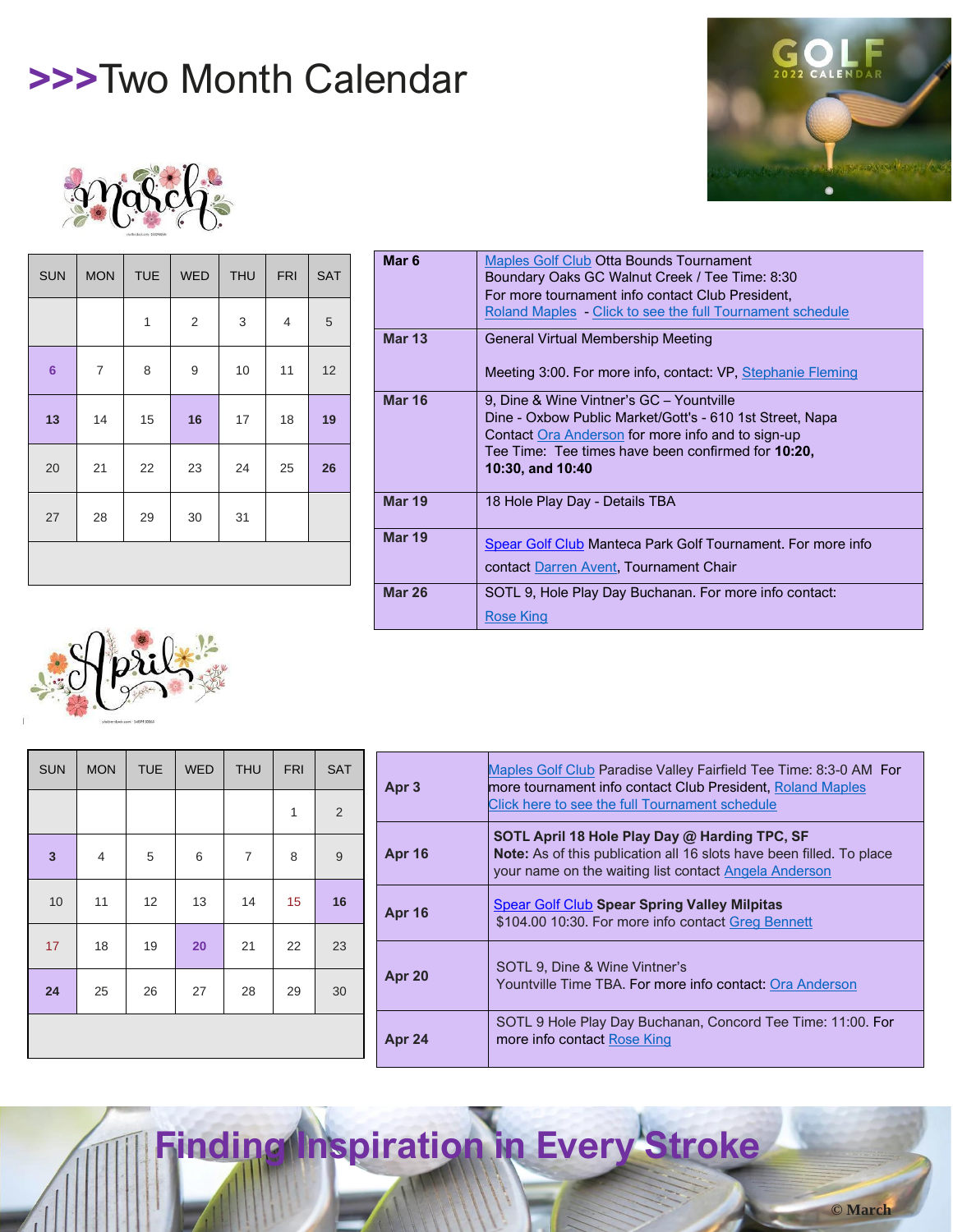# >>>Two Month Calendar

GOLF
2022 CALENDAR

March

| SUN | MON | TUE | WED | THU | FRI | SAT |
|---|---|---|---|---|---|---|
| | | 1 | 2 | 3 | 4 | 5 |
| 6 | 7 | 8 | 9 | 10 | 11 | 12 |
| **13** | 14 | 15 | **16** | 17 | 18 | **19** |
| 20 | 21 | 22 | 23 | 24 | 25 | **26** |
| 27 | 28 | 29 | 30 | 31 | | |

| | |
|---|---|
| **Mar 6** | Maples Golf Club Otta Bounds Tournament<br>Boundary Oaks GC Walnut Creek / Tee Time: 8:30<br>For more tournament info contact Club President,<br>Roland Maples - Click to see the full Tournament schedule |
| **Mar 13** | General Virtual Membership Meeting<br><br>Meeting 3:00. For more info, contact: VP, Stephanie Fleming |
| **Mar 16** | 9, Dine & Wine Vintner's GC – Yountville<br>Dine - Oxbow Public Market/Gott's - 610 1st Street, Napa<br>Contact Ora Anderson for more info and to sign-up<br>Tee Time: Tee times have been confirmed for **10:20, 10:30, and 10:40** |
| **Mar 19** | 18 Hole Play Day - Details TBA |
| **Mar 19** | Spear Golf Club Manteca Park Golf Tournament. For more info contact Darren Avent, Tournament Chair |
| **Mar 26** | SOTL 9, Hole Play Day Buchanan. For more info contact:<br>Rose King |

April

| SUN | MON | TUE | WED | THU | FRI | SAT |
|---|---|---|---|---|---|---|
| | | | | | 1 | 2 |
| 3 | 4 | 5 | 6 | 7 | 8 | 9 |
| 10 | 11 | 12 | 13 | 14 | 15 | **16** |
| 17 | 18 | 19 | **20** | 21 | 22 | 23 |
| **24** | 25 | 26 | 27 | 28 | 29 | 30 |

| | |
|---|---|
| **Apr 3** | Maples Golf Club Paradise Valley Fairfield Tee Time: 8:3-0 AM For more tournament info contact Club President, Roland Maples<br>Click here to see the full Tournament schedule |
| **Apr 16** | **SOTL April 18 Hole Play Day @ Harding TPC, SF**<br>**Note:** As of this publication all 16 slots have been filled. To place your name on the waiting list contact Angela Anderson |
| **Apr 16** | Spear Golf Club **Spear Spring Valley Milpitas**<br>$104.00 10:30. For more info contact Greg Bennett |
| **Apr 20** | SOTL 9, Dine & Wine Vintner's<br>Yountville Time TBA. For more info contact: Ora Anderson |
| **Apr 24** | SOTL 9 Hole Play Day Buchanan, Concord Tee Time: 11:00. For more info contact Rose King |

**Finding Inspiration in Every Stroke**

© March